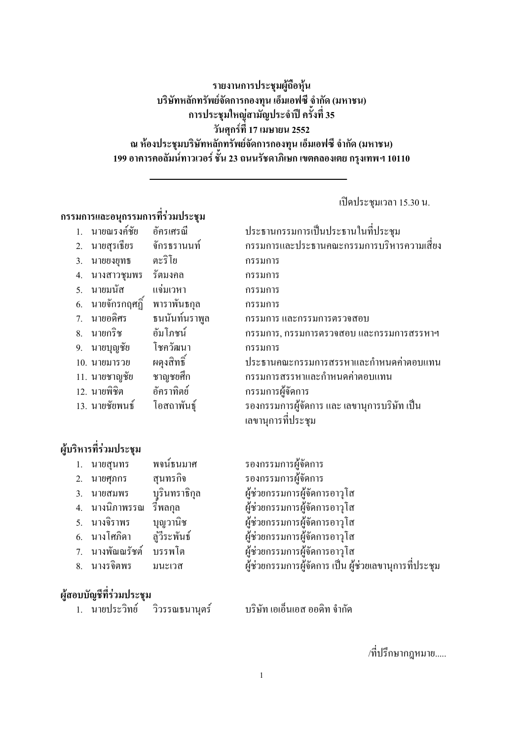**รายงานการประชุมผู้ถือหุ้น**
**บริษัทหลักทรัพย์จัดการกองทุน เอ็มเอฟซี จำกัด (มหาชน)**
**การประชุมใหญ่สามัญประจำปี ครั้งที่ 35**
**วันศุกร์ที่ 17 เมษายน 2552**
**ณ ห้องประชุมบริษัทหลักทรัพย์จัดการกองทุน เอ็มเอฟซี จำกัด (มหาชน)**
**199 อาคารคอลัมน์ทาวเวอร์ ชั้น 23 ถนนรัชดาภิเษก เขตคลองเตย กรุงเทพฯ 10110**

---

เปิดประชุมเวลา 15.30 น.

**กรรมการและอนุกรรมการที่ร่วมประชุม**

| | ชื่อ | นามสกุล | ตำแหน่ง |
|---|---|---|---|
| 1. | นายณรงค์ชัย | อัครเศรณี | ประธานกรรมการเป็นประธานในที่ประชุม |
| 2. | นายสุรเธียร | จักรธรานนท์ | กรรมการและประธานคณะกรรมการบริหารความเสี่ยง |
| 3. | นายยงยุทธ | ตะริโย | กรรมการ |
| 4. | นางสาวชุมพร | รัตมงคล | กรรมการ |
| 5. | นายมนัส | แจ่มเวหา | กรรมการ |
| 6. | นายจักรกฤศฎิ์ | พาราพันธกุล | กรรมการ |
| 7. | นายอดิศร | ธนนันท์นราพูล | กรรมการ และกรรมการตรวจสอบ |
| 8. | นายกริช | อัมโภชน์ | กรรมการ, กรรมการตรวจสอบ และกรรมการสรรหาฯ |
| 9. | นายบุญชัย | โชควัฒนา | กรรมการ |
| 10. | นายมารวย | ผดุงสิทธิ์ | ประธานคณะกรรมการสรรหาและกำหนดค่าตอบแทน |
| 11. | นายชาญชัย | ชาญชยศึก | กรรมการสรรหาและกำหนดค่าตอบแทน |
| 12. | นายพิชิต | อัคราทิตย์ | กรรมการผู้จัดการ |
| 13. | นายชัยพนธ์ | โอสถาพันธุ์ | รองกรรมการผู้จัดการ และ เลขานุการบริษัท เป็นเลขานุการที่ประชุม |

**ผู้บริหารที่ร่วมประชุม**

| | ชื่อ | นามสกุล | ตำแหน่ง |
|---|---|---|---|
| 1. | นายสุนทร | พจน์ธนมาศ | รองกรรมการผู้จัดการ |
| 2. | นายศุภกร | สุนทรกิจ | รองกรรมการผู้จัดการ |
| 3. | นายสมพร | บุรินทราธิกุล | ผู้ช่วยกรรมการผู้จัดการอาวุโส |
| 4. | นางนิภาพรรณ | รี่พลกุล | ผู้ช่วยกรรมการผู้จัดการอาวุโส |
| 5. | นางจิราพร | บุญวานิช | ผู้ช่วยกรรมการผู้จัดการอาวุโส |
| 6. | นางโศภิดา | ลู่วีระพันธ์ | ผู้ช่วยกรรมการผู้จัดการอาวุโส |
| 7. | นางพัฒณรัชต์ | บรรพโต | ผู้ช่วยกรรมการผู้จัดการอาวุโส |
| 8. | นางรจิตพร | มนะเวส | ผู้ช่วยกรรมการผู้จัดการ เป็น ผู้ช่วยเลขานุการที่ประชุม |

**ผู้สอบบัญชีที่ร่วมประชุม**

| | ชื่อ | นามสกุล | บริษัท |
|---|---|---|---|
| 1. | นายประวิทย์ | วิวรรณธนานุตร์ | บริษัท เอเอ็นเอส ออดิท จำกัด |

/ที่ปรึกษากฎหมาย.....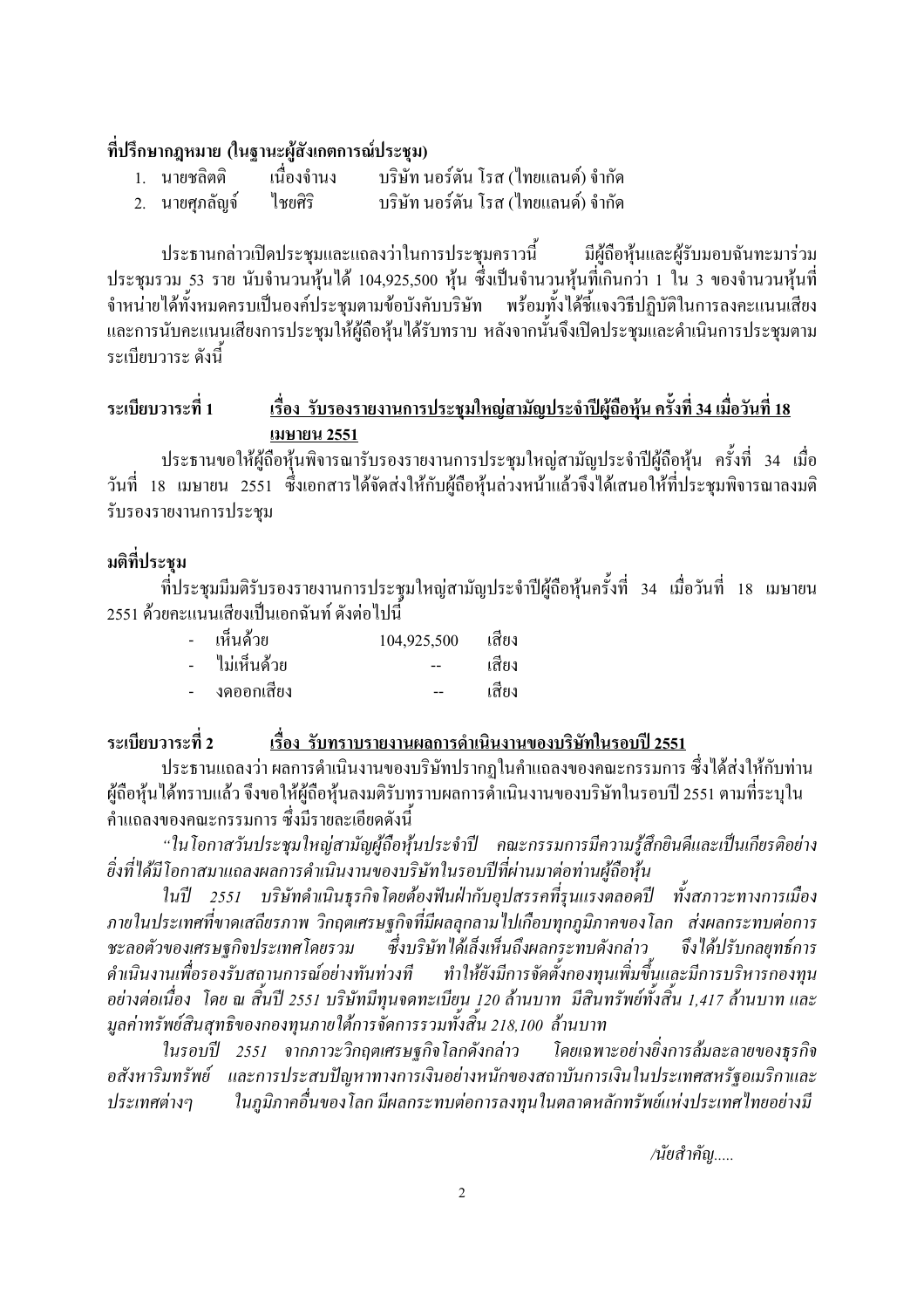**ที่ปรึกษากฎหมาย (ในฐานะผู้สังเกตการณ์ประชุม)**

1. นายชลิตติ เนื่องจำนง บริษัท นอร์ตัน โรส (ไทยแลนด์) จำกัด
2. นายศุกลัญจ์ ไชยศิริ บริษัท นอร์ตัน โรส (ไทยแลนด์) จำกัด

ประธานกล่าวเปิดประชุมและแถลงว่าในการประชุมคราวนี้ มีผู้ถือหุ้นและผู้รับมอบฉันทะมาร่วมประชุมรวม 53 ราย นับจำนวนหุ้นได้ 104,925,500 หุ้น ซึ่งเป็นจำนวนหุ้นที่เกินกว่า 1 ใน 3 ของจำนวนหุ้นที่จำหน่ายได้ทั้งหมดครบเป็นองค์ประชุมตามข้อบังคับบริษัท พร้อมทั้งได้ชี้แจงวิธีปฏิบัติในการลงคะแนนเสียงและการนับคะแนนเสียงการประชุมให้ผู้ถือหุ้นได้รับทราบ หลังจากนั้นจึงเปิดประชุมและดำเนินการประชุมตามระเบียบวาระ ดังนี้

**ระเบียบวาระที่ 1** **<u>เรื่อง รับรองรายงานการประชุมใหญ่สามัญประจำปีผู้ถือหุ้น ครั้งที่ 34 เมื่อวันที่ 18 เมษายน 2551</u>**

ประธานขอให้ผู้ถือหุ้นพิจารณารับรองรายงานการประชุมใหญ่สามัญประจำปีผู้ถือหุ้น ครั้งที่ 34 เมื่อวันที่ 18 เมษายน 2551 ซึ่งเอกสารได้จัดส่งให้กับผู้ถือหุ้นล่วงหน้าแล้วจึงได้เสนอให้ที่ประชุมพิจารณาลงมติรับรองรายงานการประชุม

**มติที่ประชุม**

ที่ประชุมมีมติรับรองรายงานการประชุมใหญ่สามัญประจำปีผู้ถือหุ้นครั้งที่ 34 เมื่อวันที่ 18 เมษายน 2551 ด้วยคะแนนเสียงเป็นเอกฉันท์ ดังต่อไปนี้

- เห็นด้วย 104,925,500 เสียง
- ไม่เห็นด้วย -- เสียง
- งดออกเสียง -- เสียง

**ระเบียบวาระที่ 2** **<u>เรื่อง รับทราบรายงานผลการดำเนินงานของบริษัทในรอบปี 2551</u>**

ประธานแถลงว่า ผลการดำเนินงานของบริษัทปรากฏในคำแถลงของคณะกรรมการ ซึ่งได้ส่งให้กับท่านผู้ถือหุ้นได้ทราบแล้ว จึงขอให้ผู้ถือหุ้นลงมติรับทราบผลการดำเนินงานของบริษัทในรอบปี 2551 ตามที่ระบุในคำแถลงของคณะกรรมการ ซึ่งมีรายละเอียดดังนี้

*"ในโอกาสวันประชุมใหญ่สามัญผู้ถือหุ้นประจำปี คณะกรรมการมีความรู้สึกยินดีและเป็นเกียรติอย่างยิ่งที่ได้มีโอกาสมาแถลงผลการดำเนินงานของบริษัทในรอบปีที่ผ่านมาต่อท่านผู้ถือหุ้น*

*ในปี 2551 บริษัทดำเนินธุรกิจโดยต้องฟันฝ่ากับอุปสรรคที่รุนแรงตลอดปี ทั้งสภาวะทางการเมืองภายในประเทศที่ขาดเสถียรภาพ วิกฤตเศรษฐกิจที่มีผลลุกลามไปเกือบทุกภูมิภาคของโลก ส่งผลกระทบต่อการชะลอตัวของเศรษฐกิจประเทศโดยรวม ซึ่งบริษัทได้เล็งเห็นถึงผลกระทบดังกล่าว จึงได้ปรับกลยุทธ์การดำเนินงานเพื่อรองรับสถานการณ์อย่างทันท่วงที ทำให้ยังมีการจัดตั้งกองทุนเพิ่มขึ้นและมีการบริหารกองทุนอย่างต่อเนื่อง โดย ณ สิ้นปี 2551 บริษัทมีทุนจดทะเบียน 120 ล้านบาท มีสินทรัพย์ทั้งสิ้น 1,417 ล้านบาท และมูลค่าทรัพย์สินสุทธิของกองทุนภายใต้การจัดการรวมทั้งสิ้น 218,100 ล้านบาท*

*ในรอบปี 2551 จากภาวะวิกฤตเศรษฐกิจโลกดังกล่าว โดยเฉพาะอย่างยิ่งการล้มละลายของธุรกิจอสังหาริมทรัพย์ และการประสบปัญหาทางการเงินอย่างหนักของสถาบันการเงินในประเทศสหรัฐอเมริกาและประเทศต่างๆ ในภูมิภาคอื่นของโลก มีผลกระทบต่อการลงทุนในตลาดหลักทรัพย์แห่งประเทศไทยอย่างมี*

*/นัยสำคัญ.....*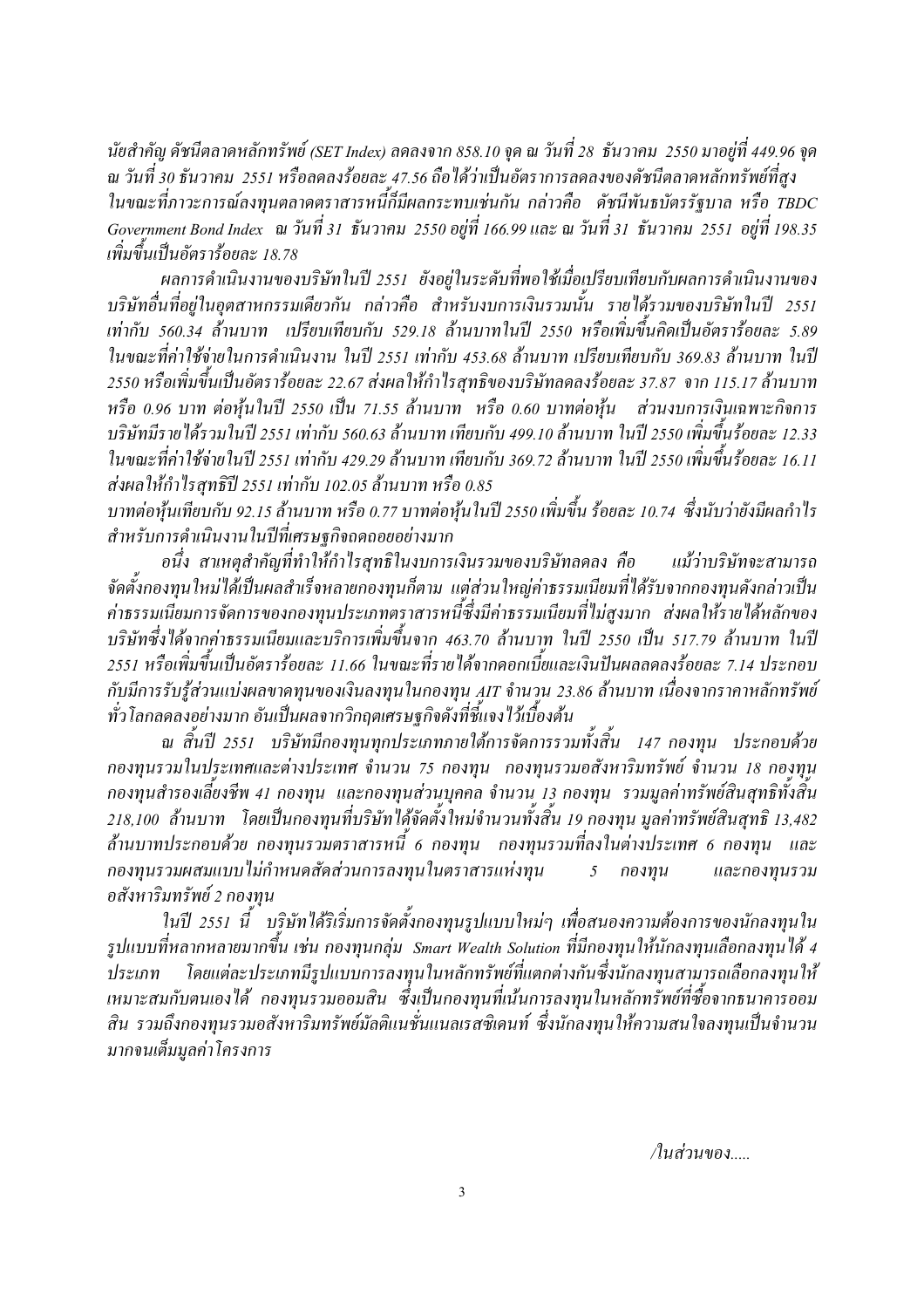*นัยสำคัญ ดัชนีตลาดหลักทรัพย์ (SET Index) ลดลงจาก 858.10 จุด ณ วันที่ 28 ธันวาคม 2550 มาอยู่ที่ 449.96 จุด ณ วันที่ 30 ธันวาคม 2551 หรือลดลงร้อยละ 47.56 ถือได้ว่าเป็นอัตราการลดลงของดัชนีตลาดหลักทรัพย์ที่สูง ในขณะที่ภาวะการณ์ลงทุนตลาดตราสารหนี้ก็มีผลกระทบเช่นกัน กล่าวคือ ดัชนีพันธบัตรรัฐบาล หรือ TBDC Government Bond Index ณ วันที่ 31 ธันวาคม 2550 อยู่ที่ 166.99 และ ณ วันที่ 31 ธันวาคม 2551 อยู่ที่ 198.35 เพิ่มขึ้นเป็นอัตราร้อยละ 18.78*

*ผลการดำเนินงานของบริษัทในปี 2551 ยังอยู่ในระดับที่พอใช้เมื่อเปรียบเทียบกับผลการดำเนินงานของบริษัทอื่นที่อยู่ในอุตสาหกรรมเดียวกัน กล่าวคือ สำหรับงบการเงินรวมนั้น รายได้รวมของบริษัทในปี 2551 เท่ากับ 560.34 ล้านบาท เปรียบเทียบกับ 529.18 ล้านบาทในปี 2550 หรือเพิ่มขึ้นคิดเป็นอัตราร้อยละ 5.89 ในขณะที่ค่าใช้จ่ายในการดำเนินงาน ในปี 2551 เท่ากับ 453.68 ล้านบาท เปรียบเทียบกับ 369.83 ล้านบาท ในปี 2550 หรือเพิ่มขึ้นเป็นอัตราร้อยละ 22.67 ส่งผลให้กำไรสุทธิของบริษัทลดลงร้อยละ 37.87 จาก 115.17 ล้านบาท หรือ 0.96 บาท ต่อหุ้นในปี 2550 เป็น 71.55 ล้านบาท หรือ 0.60 บาทต่อหุ้น ส่วนงบการเงินเฉพาะกิจการ บริษัทมีรายได้รวมในปี 2551 เท่ากับ 560.63 ล้านบาท เทียบกับ 499.10 ล้านบาท ในปี 2550 เพิ่มขึ้นร้อยละ 12.33 ในขณะที่ค่าใช้จ่ายในปี 2551 เท่ากับ 429.29 ล้านบาท เทียบกับ 369.72 ล้านบาท ในปี 2550 เพิ่มขึ้นร้อยละ 16.11 ส่งผลให้กำไรสุทธิปี 2551 เท่ากับ 102.05 ล้านบาท หรือ 0.85 บาทต่อหุ้นเทียบกับ 92.15 ล้านบาท หรือ 0.77 บาทต่อหุ้นในปี 2550 เพิ่มขึ้น ร้อยละ 10.74 ซึ่งนับว่ายังมีผลกำไรสำหรับการดำเนินงานในปีที่เศรษฐกิจถดถอยอย่างมาก*

*อนึ่ง สาเหตุสำคัญที่ทำให้กำไรสุทธิในงบการเงินรวมของบริษัทลดลง คือ แม้ว่าบริษัทจะสามารถจัดตั้งกองทุนใหม่ได้เป็นผลสำเร็จหลายกองทุนก็ตาม แต่ส่วนใหญ่ค่าธรรมเนียมที่ได้รับจากกองทุนดังกล่าวเป็นค่าธรรมเนียมการจัดการของกองทุนประเภทตราสารหนี้ซึ่งมีค่าธรรมเนียมที่ไม่สูงมาก ส่งผลให้รายได้หลักของบริษัทซึ่งได้จากค่าธรรมเนียมและบริการเพิ่มขึ้นจาก 463.70 ล้านบาท ในปี 2550 เป็น 517.79 ล้านบาท ในปี 2551 หรือเพิ่มขึ้นเป็นอัตราร้อยละ 11.66 ในขณะที่รายได้จากดอกเบี้ยและเงินปันผลลดลงร้อยละ 7.14 ประกอบกับมีการรับรู้ส่วนแบ่งผลขาดทุนของเงินลงทุนในกองทุน AIT จำนวน 23.86 ล้านบาท เนื่องจากราคาหลักทรัพย์ทั่วโลกลดลงอย่างมาก อันเป็นผลจากวิกฤตเศรษฐกิจดังที่ชี้แจงไว้เบื้องต้น*

*ณ สิ้นปี 2551 บริษัทมีกองทุนทุกประเภทภายใต้การจัดการรวมทั้งสิ้น 147 กองทุน ประกอบด้วย กองทุนรวมในประเทศและต่างประเทศ จำนวน 75 กองทุน กองทุนรวมอสังหาริมทรัพย์ จำนวน 18 กองทุน กองทุนสำรองเลี้ยงชีพ 41 กองทุน และกองทุนส่วนบุคคล จำนวน 13 กองทุน รวมมูลค่าทรัพย์สินสุทธิทั้งสิ้น 218,100 ล้านบาท โดยเป็นกองทุนที่บริษัทได้จัดตั้งใหม่จำนวนทั้งสิ้น 19 กองทุน มูลค่าทรัพย์สินสุทธิ 13,482 ล้านบาทประกอบด้วย กองทุนรวมตราสารหนี้ 6 กองทุน กองทุนรวมที่ลงในต่างประเทศ 6 กองทุน และกองทุนรวมผสมแบบไม่กำหนดสัดส่วนการลงทุนในตราสารแห่งทุน 5 กองทุน และกองทุนรวมอสังหาริมทรัพย์ 2 กองทุน*

*ในปี 2551 นี้ บริษัทได้ริเริ่มการจัดตั้งกองทุนรูปแบบใหม่ๆ เพื่อสนองความต้องการของนักลงทุนในรูปแบบที่หลากหลายมากขึ้น เช่น กองทุนกลุ่ม Smart Wealth Solution ที่มีกองทุนให้นักลงทุนเลือกลงทุนได้ 4 ประเภท โดยแต่ละประเภทมีรูปแบบการลงทุนในหลักทรัพย์ที่แตกต่างกันซึ่งนักลงทุนสามารถเลือกลงทุนให้เหมาะสมกับตนเองได้ กองทุนรวมออมสิน ซึ่งเป็นกองทุนที่เน้นการลงทุนในหลักทรัพย์ที่ซื้อจากธนาคารออมสิน รวมถึงกองทุนรวมอสังหาริมทรัพย์มัลติแนชั่นแนลเรสซิเดนท์ ซึ่งนักลงทุนให้ความสนใจลงทุนเป็นจำนวนมากจนเต็มมูลค่าโครงการ*

*/ในส่วนของ.....*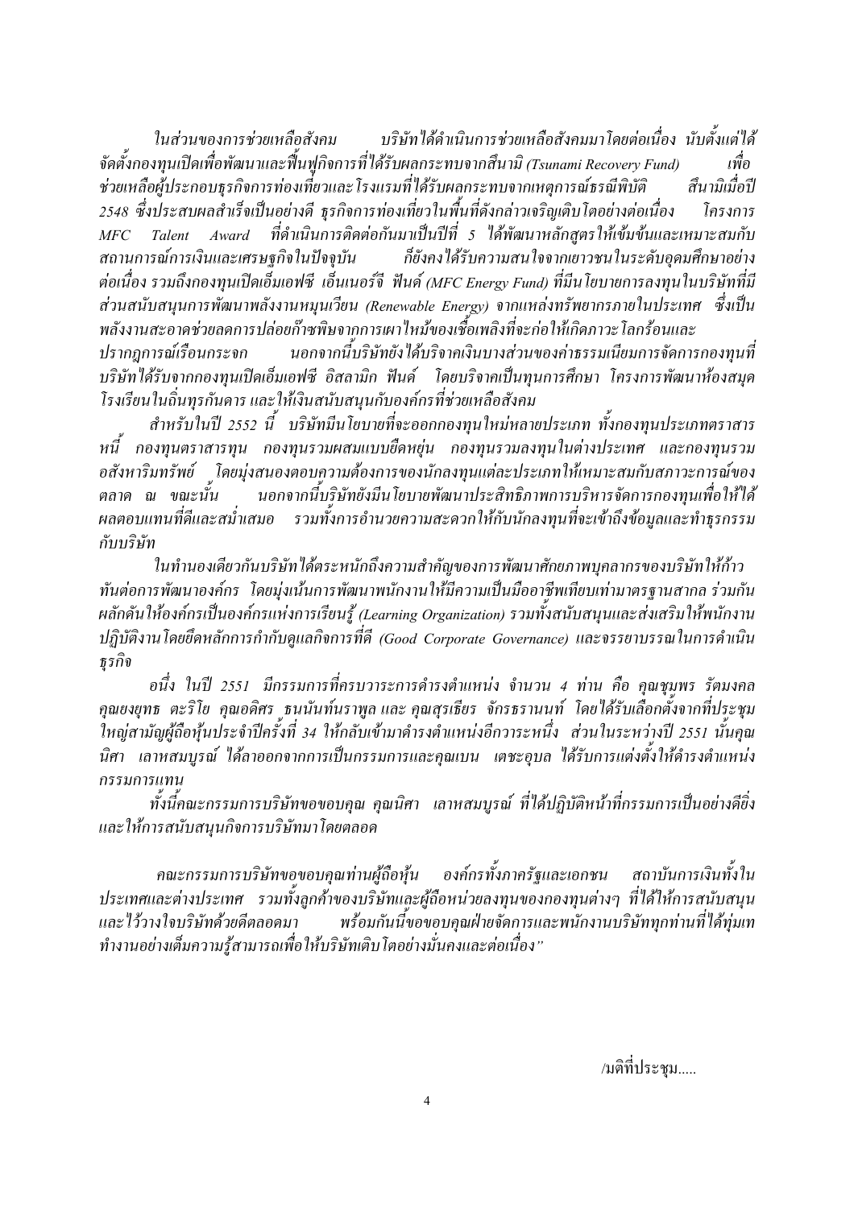*ในส่วนของการช่วยเหลือสังคม บริษัทได้ดำเนินการช่วยเหลือสังคมมาโดยต่อเนื่อง นับตั้งแต่ได้จัดตั้งกองทุนเปิดเพื่อพัฒนาและฟื้นฟูกิจการที่ได้รับผลกระทบจากสึนามิ (Tsunami Recovery Fund) เพื่อช่วยเหลือผู้ประกอบธุรกิจการท่องเที่ยวและโรงแรมที่ได้รับผลกระทบจากเหตุการณ์ธรณีพิบัติ สึนามิเมื่อปี 2548 ซึ่งประสบผลสำเร็จเป็นอย่างดี ธุรกิจการท่องเที่ยวในพื้นที่ดังกล่าวเจริญเติบโตอย่างต่อเนื่อง โครงการ MFC Talent Award ที่ดำเนินการติดต่อกันมาเป็นปีที่ 5 ได้พัฒนาหลักสูตรให้เข้มข้นและเหมาะสมกับสถานการณ์การเงินและเศรษฐกิจในปัจจุบัน ก็ยังคงได้รับความสนใจจากเยาวชนในระดับอุดมศึกษาอย่างต่อเนื่อง รวมถึงกองทุนเปิดเอ็มเอฟซี เอ็นเนอร์จี ฟันด์ (MFC Energy Fund) ที่มีนโยบายการลงทุนในบริษัทที่มีส่วนสนับสนุนการพัฒนาพลังงานหมุนเวียน (Renewable Energy) จากแหล่งทรัพยากรภายในประเทศ ซึ่งเป็นพลังงานสะอาดช่วยลดการปล่อยก๊าซพิษจากการเผาไหม้ของเชื้อเพลิงที่จะก่อให้เกิดภาวะโลกร้อนและปรากฏการณ์เรือนกระจก นอกจากนี้บริษัทยังได้บริจาคเงินบางส่วนของค่าธรรมเนียมการจัดการกองทุนที่บริษัทได้รับจากกองทุนเปิดเอ็มเอฟซี อิสลามิก ฟันด์ โดยบริจาคเป็นทุนการศึกษา โครงการพัฒนาห้องสมุดโรงเรียนในถิ่นทุรกันดาร และให้เงินสนับสนุนกับองค์กรที่ช่วยเหลือสังคม*

*สำหรับในปี 2552 นี้ บริษัทมีนโยบายที่จะออกกองทุนใหม่หลายประเภท ทั้งกองทุนประเภทตราสารหนี้ กองทุนตราสารทุน กองทุนรวมผสมแบบยืดหยุ่น กองทุนรวมลงทุนในต่างประเทศ และกองทุนรวมอสังหาริมทรัพย์ โดยมุ่งสนองตอบความต้องการของนักลงทุนแต่ละประเภทให้เหมาะสมกับสภาวะการณ์ของตลาด ณ ขณะนั้น นอกจากนี้บริษัทยังมีนโยบายพัฒนาประสิทธิภาพการบริหารจัดการกองทุนเพื่อให้ได้ผลตอบแทนที่ดีและสม่ำเสมอ รวมทั้งการอำนวยความสะดวกให้กับนักลงทุนที่จะเข้าถึงข้อมูลและทำธุรกรรมกับบริษัท*

*ในทำนองเดียวกันบริษัทได้ตระหนักถึงความสำคัญของการพัฒนาศักยภาพบุคลากรของบริษัทให้ก้าวทันต่อการพัฒนาองค์กร โดยมุ่งเน้นการพัฒนาพนักงานให้มีความเป็นมืออาชีพเทียบเท่ามาตรฐานสากล ร่วมกันผลักดันให้องค์กรเป็นองค์กรแห่งการเรียนรู้ (Learning Organization) รวมทั้งสนับสนุนและส่งเสริมให้พนักงานปฏิบัติงานโดยยึดหลักการกำกับดูแลกิจการที่ดี (Good Corporate Governance) และจรรยาบรรณในการดำเนินธุรกิจ*

*อนึ่ง ในปี 2551 มีกรรมการที่ครบวาระการดำรงตำแหน่ง จำนวน 4 ท่าน คือ คุณชุมพร รัตมงคล คุณยงยุทธ ตะริโย คุณอดิศร ธนนันท์นราพูล และ คุณสุรเธียร จักรธรานนท์ โดยได้รับเลือกตั้งจากที่ประชุมใหญ่สามัญผู้ถือหุ้นประจำปีครั้งที่ 34 ให้กลับเข้ามาดำรงตำแหน่งอีกวาระหนึ่ง ส่วนในระหว่างปี 2551 นั้นคุณนิศา เลาหสมบูรณ์ ได้ลาออกจากการเป็นกรรมการและคุณเบน เตชะอุบล ได้รับการแต่งตั้งให้ดำรงตำแหน่งกรรมการแทน*

*ทั้งนี้คณะกรรมการบริษัทขอขอบคุณ คุณนิศา เลาหสมบูรณ์ ที่ได้ปฏิบัติหน้าที่กรรมการเป็นอย่างดียิ่งและให้การสนับสนุนกิจการบริษัทมาโดยตลอด*

*คณะกรรมการบริษัทขอขอบคุณท่านผู้ถือหุ้น องค์กรทั้งภาครัฐและเอกชน สถาบันการเงินทั้งในประเทศและต่างประเทศ รวมทั้งลูกค้าของบริษัทและผู้ถือหน่วยลงทุนของกองทุนต่างๆ ที่ได้ให้การสนับสนุนและไว้วางใจบริษัทด้วยดีตลอดมา พร้อมกันนี้ขอขอบคุณฝ่ายจัดการและพนักงานบริษัททุกท่านที่ได้ทุ่มเททำงานอย่างเต็มความรู้สามารถเพื่อให้บริษัทเติบโตอย่างมั่นคงและต่อเนื่อง"*

/มติที่ประชุม.....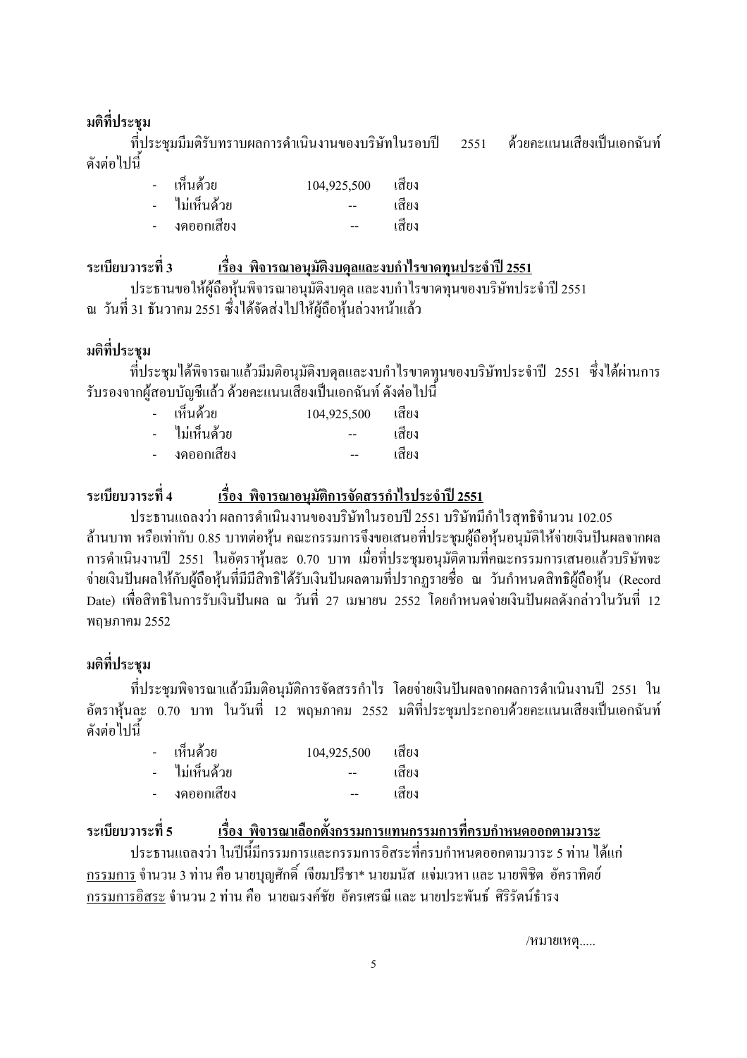**มติที่ประชุม**

ที่ประชุมมีมติรับทราบผลการดำเนินงานของบริษัทในรอบปี 2551 ด้วยคะแนนเสียงเป็นเอกฉันท์ ดังต่อไปนี้

- เห็นด้วย 104,925,500 เสียง
- ไม่เห็นด้วย -- เสียง
- งดออกเสียง -- เสียง

**ระเบียบวาระที่ 3** <u>**เรื่อง พิจารณาอนุมัติงบดุลและงบกำไรขาดทุนประจำปี 2551**</u>

ประธานขอให้ผู้ถือหุ้นพิจารณาอนุมัติงบดุล และงบกำไรขาดทุนของบริษัทประจำปี 2551 ณ วันที่ 31 ธันวาคม 2551 ซึ่งได้จัดส่งไปให้ผู้ถือหุ้นล่วงหน้าแล้ว

**มติที่ประชุม**

ที่ประชุมได้พิจารณาแล้วมีมติอนุมัติงบดุลและงบกำไรขาดทุนของบริษัทประจำปี 2551 ซึ่งได้ผ่านการรับรองจากผู้สอบบัญชีแล้ว ด้วยคะแนนเสียงเป็นเอกฉันท์ ดังต่อไปนี้

- เห็นด้วย 104,925,500 เสียง
- ไม่เห็นด้วย -- เสียง
- งดออกเสียง -- เสียง

**ระเบียบวาระที่ 4** <u>**เรื่อง พิจารณาอนุมัติการจัดสรรกำไรประจำปี 2551**</u>

ประธานแถลงว่า ผลการดำเนินงานของบริษัทในรอบปี 2551 บริษัทมีกำไรสุทธิจำนวน 102.05 ล้านบาท หรือเท่ากับ 0.85 บาทต่อหุ้น คณะกรรมการจึงขอเสนอที่ประชุมผู้ถือหุ้นอนุมัติให้จ่ายเงินปันผลจากผลการดำเนินงานปี 2551 ในอัตราหุ้นละ 0.70 บาท เมื่อที่ประชุมอนุมัติตามที่คณะกรรมการเสนอแล้วบริษัทจะจ่ายเงินปันผลให้กับผู้ถือหุ้นที่มีสิทธิได้รับเงินปันผลตามที่ปรากฏรายชื่อ ณ วันกำหนดสิทธิผู้ถือหุ้น (Record Date) เพื่อสิทธิในการรับเงินปันผล ณ วันที่ 27 เมษายน 2552 โดยกำหนดจ่ายเงินปันผลดังกล่าวในวันที่ 12 พฤษภาคม 2552

**มติที่ประชุม**

ที่ประชุมพิจารณาแล้วมีมติอนุมัติการจัดสรรกำไร โดยจ่ายเงินปันผลจากผลการดำเนินงานปี 2551 ในอัตราหุ้นละ 0.70 บาท ในวันที่ 12 พฤษภาคม 2552 มติที่ประชุมประกอบด้วยคะแนนเสียงเป็นเอกฉันท์ ดังต่อไปนี้

- เห็นด้วย 104,925,500 เสียง
- ไม่เห็นด้วย -- เสียง
- งดออกเสียง -- เสียง

**ระเบียบวาระที่ 5** <u>**เรื่อง พิจารณาเลือกตั้งกรรมการแทนกรรมการที่ครบกำหนดออกตามวาระ**</u>

ประธานแถลงว่า ในปีนี้มีกรรมการและกรรมการอิสระที่ครบกำหนดออกตามวาระ 5 ท่าน ได้แก่
<u>กรรมการ</u> จำนวน 3 ท่าน คือ นายบุญศักดิ์ เจียมปรีชา* นายมนัส แจ่มเวหา และ นายพิชิต อัคราทิตย์
<u>กรรมการอิสระ</u> จำนวน 2 ท่าน คือ นายณรงค์ชัย อัครเศรณี และ นายประพันธ์ ศิริรัตน์ธำรง

/หมายเหตุ.....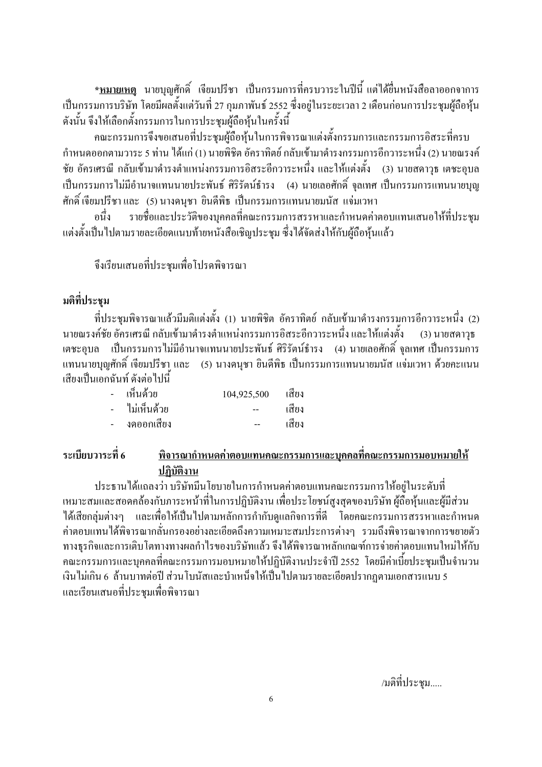***หมายเหตุ** นายบุญศักดิ์ เจียมปรีชา เป็นกรรมการที่ครบวาระในปีนี้ แต่ได้ยื่นหนังสือลาออกจากการเป็นกรรมการบริษัท โดยมีผลตั้งแต่วันที่ 27 กุมภาพันธ์ 2552 ซึ่งอยู่ในระยะเวลา 2 เดือนก่อนการประชุมผู้ถือหุ้น ดังนั้น จึงให้เลือกตั้งกรรมการในการประชุมผู้ถือหุ้นในครั้งนี้

คณะกรรมการจึงขอเสนอที่ประชุมผู้ถือหุ้นในการพิจารณาแต่งตั้งกรรมการและกรรมการอิสระที่ครบกำหนดออกตามวาระ 5 ท่าน ได้แก่ (1) นายพิชิต อัคราทิตย์ กลับเข้ามาดำรงกรรมการอีกวาระหนึ่ง (2) นายณรงค์ชัย อัครเศรณี กลับเข้ามาดำรงตำแหน่งกรรมการอิสระอีกวาระหนึ่ง และให้แต่งตั้ง (3) นายสดาวุธ เตชะอุบล เป็นกรรมการไม่มีอำนาจแทนนายประพันธ์ ศิริรัตน์ธำรง (4) นายเลอศักดิ์ จุลเทศ เป็นกรรมการแทนนายบุญศักดิ์ เจียมปรีชา และ (5) นางดนุชา ยินดีพิธ เป็นกรรมการแทนนายมนัส แจ่มเวหา

อนึ่ง รายชื่อและประวัติของบุคคลที่คณะกรรมการสรรหาและกำหนดค่าตอบแทนเสนอให้ที่ประชุมแต่งตั้งเป็นไปตามรายละเอียดแนบท้ายหนังสือเชิญประชุม ซึ่งได้จัดส่งให้กับผู้ถือหุ้นแล้ว

จึงเรียนเสนอที่ประชุมเพื่อโปรดพิจารณา

**มติที่ประชุม**

ที่ประชุมพิจารณาแล้วมีมติแต่งตั้ง (1) นายพิชิต อัคราทิตย์ กลับเข้ามาดำรงกรรมการอีกวาระหนึ่ง (2) นายณรงค์ชัย อัครเศรณี กลับเข้ามาดำรงตำแหน่งกรรมการอิสระอีกวาระหนึ่ง และให้แต่งตั้ง (3) นายสดาวุธ เตชะอุบล เป็นกรรมการไม่มีอำนาจแทนนายประพันธ์ ศิริรัตน์ธำรง (4) นายเลอศักดิ์ จุลเทศ เป็นกรรมการแทนนายบุญศักดิ์ เจียมปรีชา และ (5) นางดนุชา ยินดีพิธ เป็นกรรมการแทนนายมนัส แจ่มเวหา ด้วยคะแนนเสียงเป็นเอกฉันท์ ดังต่อไปนี้

- เห็นด้วย 104,925,500 เสียง
- ไม่เห็นด้วย -- เสียง
- งดออกเสียง -- เสียง

**ระเบียบวาระที่ 6** **<u>พิจารณากำหนดค่าตอบแทนคณะกรรมการและบุคคลที่คณะกรรมการมอบหมายให้ปฏิบัติงาน</u>**

ประธานได้แถลงว่า บริษัทมีนโยบายในการกำหนดค่าตอบแทนคณะกรรมการให้อยู่ในระดับที่เหมาะสมและสอดคล้องกับภาระหน้าที่ในการปฏิบัติงาน เพื่อประโยชน์สูงสุดของบริษัท ผู้ถือหุ้นและผู้มีส่วนได้เสียกลุ่มต่างๆ และเพื่อให้เป็นไปตามหลักการกำกับดูแลกิจการที่ดี โดยคณะกรรมการสรรหาและกำหนดค่าตอบแทนได้พิจารณากลั่นกรองอย่างละเอียดถึงความเหมาะสมประการต่างๆ รวมถึงพิจารณาจากการขยายตัวทางธุรกิจและการเติบโตทางทางผลกำไรของบริษัทแล้ว จึงได้พิจารณาหลักเกณฑ์การจ่ายค่าตอบแทนใหม่ให้กับคณะกรรมการและบุคคลที่คณะกรรมการมอบหมายให้ปฏิบัติงานประจำปี 2552 โดยมีค่าเบี้ยประชุมเป็นจำนวนเงินไม่เกิน 6 ล้านบาทต่อปี ส่วนโบนัสและบำเหน็จให้เป็นไปตามรายละเอียดปรากฏตามเอกสารแนบ 5 และเรียนเสนอที่ประชุมเพื่อพิจารณา

/มติที่ประชุม.....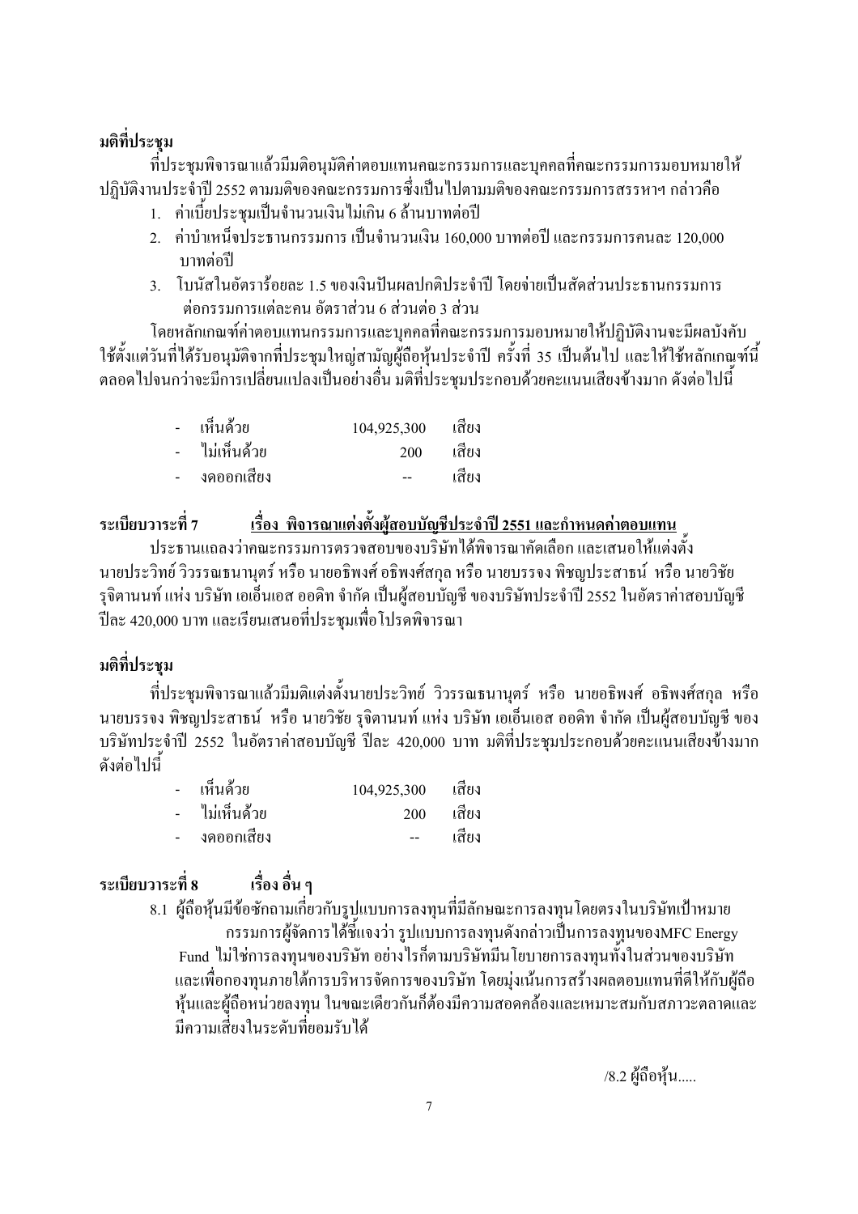**มติที่ประชุม**

ที่ประชุมพิจารณาแล้วมีมติอนุมัติค่าตอบแทนคณะกรรมการและบุคคลที่คณะกรรมการมอบหมายให้ปฏิบัติงานประจำปี 2552 ตามมติของคณะกรรมการซึ่งเป็นไปตามมติของคณะกรรมการสรรหาฯ กล่าวคือ

1. ค่าเบี้ยประชุมเป็นจำนวนเงินไม่เกิน 6 ล้านบาทต่อปี
2. ค่าบำเหน็จประธานกรรมการ เป็นจำนวนเงิน 160,000 บาทต่อปี และกรรมการคนละ 120,000 บาทต่อปี
3. โบนัสในอัตราร้อยละ 1.5 ของเงินปันผลปกติประจำปี โดยจ่ายเป็นสัดส่วนประธานกรรมการต่อกรรมการแต่ละคน อัตราส่วน 6 ส่วนต่อ 3 ส่วน

โดยหลักเกณฑ์ค่าตอบแทนกรรมการและบุคคลที่คณะกรรมการมอบหมายให้ปฏิบัติงานจะมีผลบังคับใช้ตั้งแต่วันที่ได้รับอนุมัติจากที่ประชุมใหญ่สามัญผู้ถือหุ้นประจำปี ครั้งที่ 35 เป็นต้นไป และให้ใช้หลักเกณฑ์นี้ตลอดไปจนกว่าจะมีการเปลี่ยนแปลงเป็นอย่างอื่น มติที่ประชุมประกอบด้วยคะแนนเสียงข้างมาก ดังต่อไปนี้

| | | |
|---|---|---|
| - เห็นด้วย | 104,925,300 | เสียง |
| - ไม่เห็นด้วย | 200 | เสียง |
| - งดออกเสียง | -- | เสียง |

**ระเบียบวาระที่ 7** **<u>เรื่อง พิจารณาแต่งตั้งผู้สอบบัญชีประจำปี 2551 และกำหนดค่าตอบแทน</u>**

ประธานแถลงว่าคณะกรรมการตรวจสอบของบริษัทได้พิจารณาคัดเลือก และเสนอให้แต่งตั้ง นายประวิทย์ วิวรรณธนานุตร์ หรือ นายอธิพงศ์ อธิพงศ์สกุล หรือ นายบรรจง พิชญประสาธน์ หรือ นายวิชัย รุจิตานนท์ แห่ง บริษัท เออ็นเอส ออดิท จำกัด เป็นผู้สอบบัญชี ของบริษัทประจำปี 2552 ในอัตราค่าสอบบัญชีปีละ 420,000 บาท และเรียนเสนอที่ประชุมเพื่อโปรดพิจารณา

**มติที่ประชุม**

ที่ประชุมพิจารณาแล้วมีมติแต่งตั้งนายประวิทย์ วิวรรณธนานุตร์ หรือ นายอธิพงศ์ อธิพงศ์สกุล หรือ นายบรรจง พิชญประสาธน์ หรือ นายวิชัย รุจิตานนท์ แห่ง บริษัท เออ็นเอส ออดิท จำกัด เป็นผู้สอบบัญชี ของบริษัทประจำปี 2552 ในอัตราค่าสอบบัญชี ปีละ 420,000 บาท มติที่ประชุมประกอบด้วยคะแนนเสียงข้างมาก ดังต่อไปนี้

| | | |
|---|---|---|
| - เห็นด้วย | 104,925,300 | เสียง |
| - ไม่เห็นด้วย | 200 | เสียง |
| - งดออกเสียง | -- | เสียง |

**ระเบียบวาระที่ 8** **เรื่อง อื่น ๆ**

8.1 ผู้ถือหุ้นมีข้อซักถามเกี่ยวกับรูปแบบการลงทุนที่มีลักษณะการลงทุนโดยตรงในบริษัทเป้าหมาย

กรรมการผู้จัดการได้ชี้แจงว่า รูปแบบการลงทุนดังกล่าวเป็นการลงทุนของMFC Energy Fund ไม่ใช่การลงทุนของบริษัท อย่างไรก็ตามบริษัทมีนโยบายการลงทุนทั้งในส่วนของบริษัท และเพื่อกองทุนภายใต้การบริหารจัดการของบริษัท โดยมุ่งเน้นการสร้างผลตอบแทนที่ดีให้กับผู้ถือหุ้นและผู้ถือหน่วยลงทุน ในขณะเดียวกันก็ต้องมีความสอดคล้องและเหมาะสมกับสภาวะตลาดและมีความเสี่ยงในระดับที่ยอมรับได้

/8.2 ผู้ถือหุ้น.....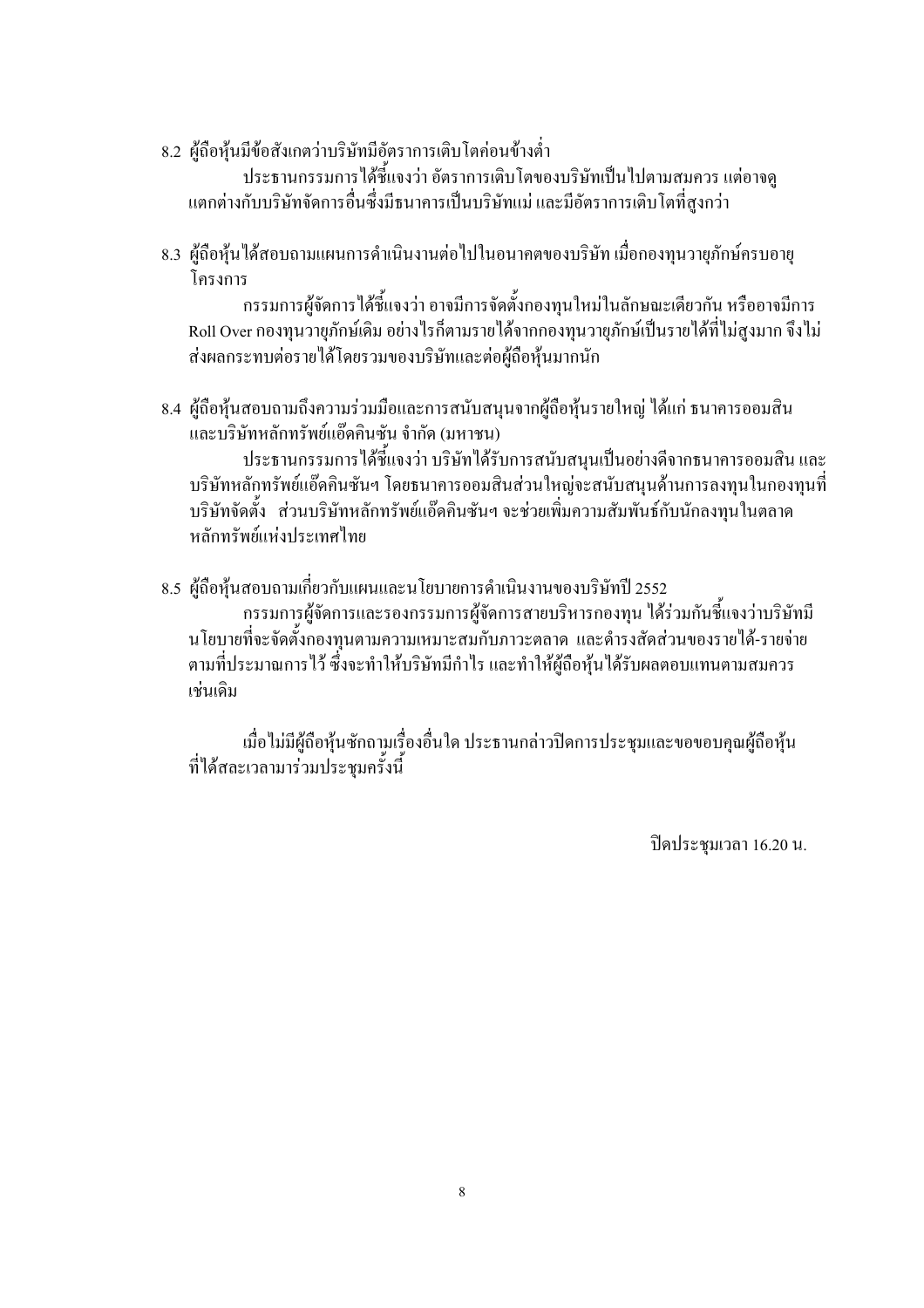8.2 ผู้ถือหุ้นมีข้อสังเกตว่าบริษัทมีอัตราการเติบโตค่อนข้างต่ำ

ประธานกรรมการได้ชี้แจงว่า อัตราการเติบโตของบริษัทเป็นไปตามสมควร แต่อาจดูแตกต่างกับบริษัทจัดการอื่นซึ่งมีธนาคารเป็นบริษัทแม่ และมีอัตราการเติบโตที่สูงกว่า

8.3 ผู้ถือหุ้นได้สอบถามแผนการดำเนินงานต่อไปในอนาคตของบริษัท เมื่อกองทุนวายุภักษ์ครบอายุโครงการ

กรรมการผู้จัดการได้ชี้แจงว่า อาจมีการจัดตั้งกองทุนใหม่ในลักษณะเดียวกัน หรืออาจมีการ Roll Over กองทุนวายุภักษ์เดิม อย่างไรก็ตามรายได้จากกองทุนวายุภักษ์เป็นรายได้ที่ไม่สูงมาก จึงไม่ส่งผลกระทบต่อรายได้โดยรวมของบริษัทและต่อผู้ถือหุ้นมากนัก

8.4 ผู้ถือหุ้นสอบถามถึงความร่วมมือและการสนับสนุนจากผู้ถือหุ้นรายใหญ่ ได้แก่ ธนาคารออมสิน และบริษัทหลักทรัพย์แอ็ดคินซัน จำกัด (มหาชน)

ประธานกรรมการได้ชี้แจงว่า บริษัทได้รับการสนับสนุนเป็นอย่างดีจากธนาคารออมสิน และบริษัทหลักทรัพย์แอ็ดคินซันฯ โดยธนาคารออมสินส่วนใหญ่จะสนับสนุนด้านการลงทุนในกองทุนที่บริษัทจัดตั้ง ส่วนบริษัทหลักทรัพย์แอ็ดคินซันฯ จะช่วยเพิ่มความสัมพันธ์กับนักลงทุนในตลาดหลักทรัพย์แห่งประเทศไทย

8.5 ผู้ถือหุ้นสอบถามเกี่ยวกับแผนและนโยบายการดำเนินงานของบริษัทปี 2552

กรรมการผู้จัดการและรองกรรมการผู้จัดการสายบริหารกองทุน ได้ร่วมกันชี้แจงว่าบริษัทมีนโยบายที่จะจัดตั้งกองทุนตามความเหมาะสมกับภาวะตลาด และดำรงสัดส่วนของรายได้-รายจ่ายตามที่ประมาณการไว้ ซึ่งจะทำให้บริษัทมีกำไร และทำให้ผู้ถือหุ้นได้รับผลตอบแทนตามสมควรเช่นเดิม

เมื่อไม่มีผู้ถือหุ้นซักถามเรื่องอื่นใด ประธานกล่าวปิดการประชุมและขอขอบคุณผู้ถือหุ้นที่ได้สละเวลามาร่วมประชุมครั้งนี้

ปิดประชุมเวลา 16.20 น.